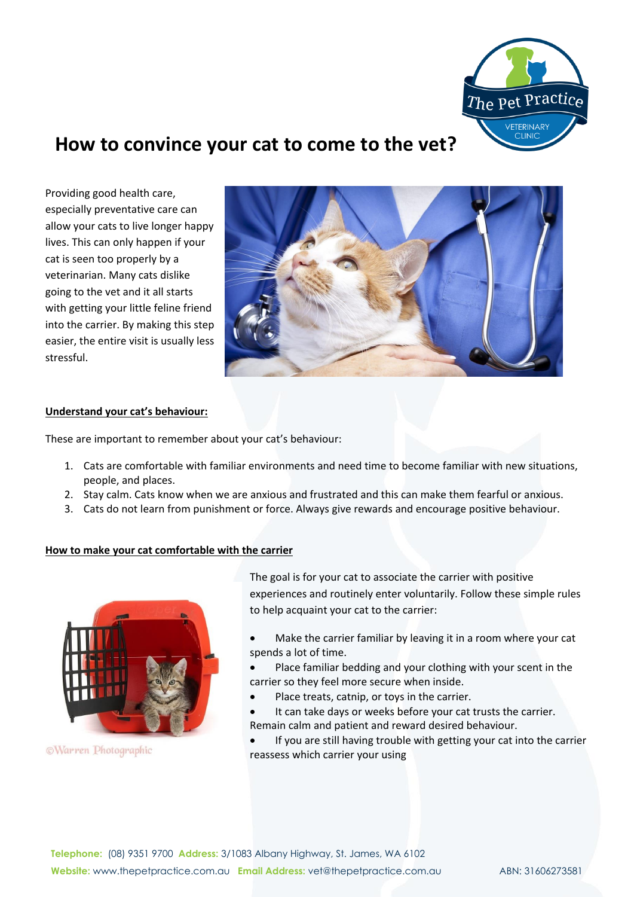# How to convince your cat to come to the vet?

Providing good health care, especially preventative care can allow your cats to live longer happy lives. This can only happen if your cat is seen too properly by a veterinarian. Many cats dislike going to the vet and it all starts with getting your little feline friend into the carrier. By making this step easier, the entire visit is usually less stressful.

**Understand your cat's behaviour:**

These are important to remember about your cat's behaviour:

1. Cats are comfortable with familiar environments and need time to become familiar with new situations, people, and places.
2. Stay calm. Cats know when we are anxious and frustrated and this can make them fearful or anxious.
3. Cats do not learn from punishment or force. Always give rewards and encourage positive behaviour.

**How to make your cat comfortable with the carrier**

©Warren Photographic

The goal is for your cat to associate the carrier with positive experiences and routinely enter voluntarily. Follow these simple rules to help acquaint your cat to the carrier:

- Make the carrier familiar by leaving it in a room where your cat spends a lot of time.
- Place familiar bedding and your clothing with your scent in the carrier so they feel more secure when inside.
- Place treats, catnip, or toys in the carrier.
- It can take days or weeks before your cat trusts the carrier. Remain calm and patient and reward desired behaviour.
- If you are still having trouble with getting your cat into the carrier reassess which carrier your using

**Telephone:** (08) 9351 9700 **Address:** 3/1083 Albany Highway, St. James, WA 6102
**Website:** www.thepetpractice.com.au **Email Address:** vet@thepetpractice.com.au ABN: 31606273581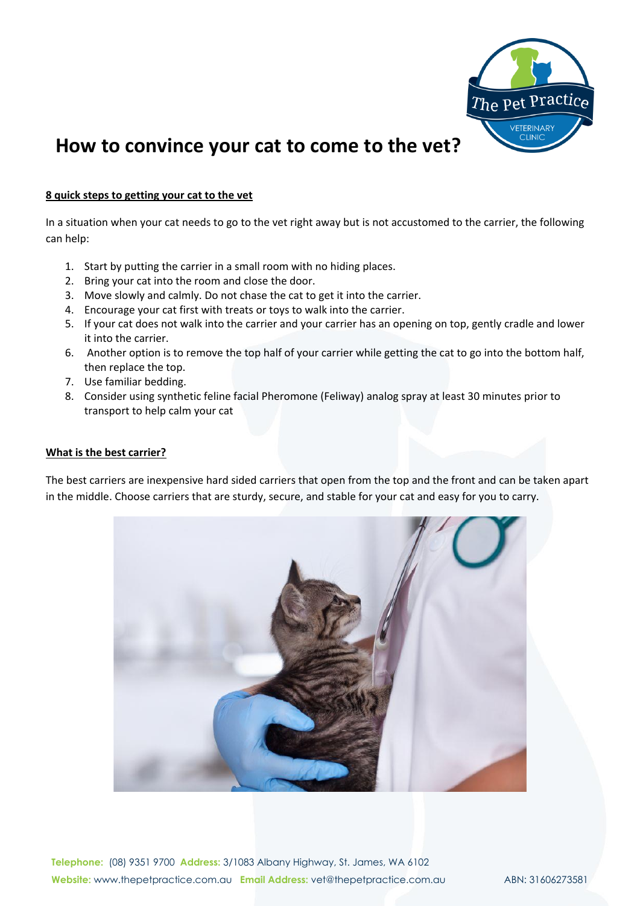# How to convince your cat to come to the vet?

**8 quick steps to getting your cat to the vet**

In a situation when your cat needs to go to the vet right away but is not accustomed to the carrier, the following can help:

1. Start by putting the carrier in a small room with no hiding places.
2. Bring your cat into the room and close the door.
3. Move slowly and calmly. Do not chase the cat to get it into the carrier.
4. Encourage your cat first with treats or toys to walk into the carrier.
5. If your cat does not walk into the carrier and your carrier has an opening on top, gently cradle and lower it into the carrier.
6. Another option is to remove the top half of your carrier while getting the cat to go into the bottom half, then replace the top.
7. Use familiar bedding.
8. Consider using synthetic feline facial Pheromone (Feliway) analog spray at least 30 minutes prior to transport to help calm your cat

**What is the best carrier?**

The best carriers are inexpensive hard sided carriers that open from the top and the front and can be taken apart in the middle. Choose carriers that are sturdy, secure, and stable for your cat and easy for you to carry.

**Telephone:** (08) 9351 9700 **Address:** 3/1083 Albany Highway, St. James, WA 6102
**Website:** www.thepetpractice.com.au **Email Address:** vet@thepetpractice.com.au ABN: 31606273581